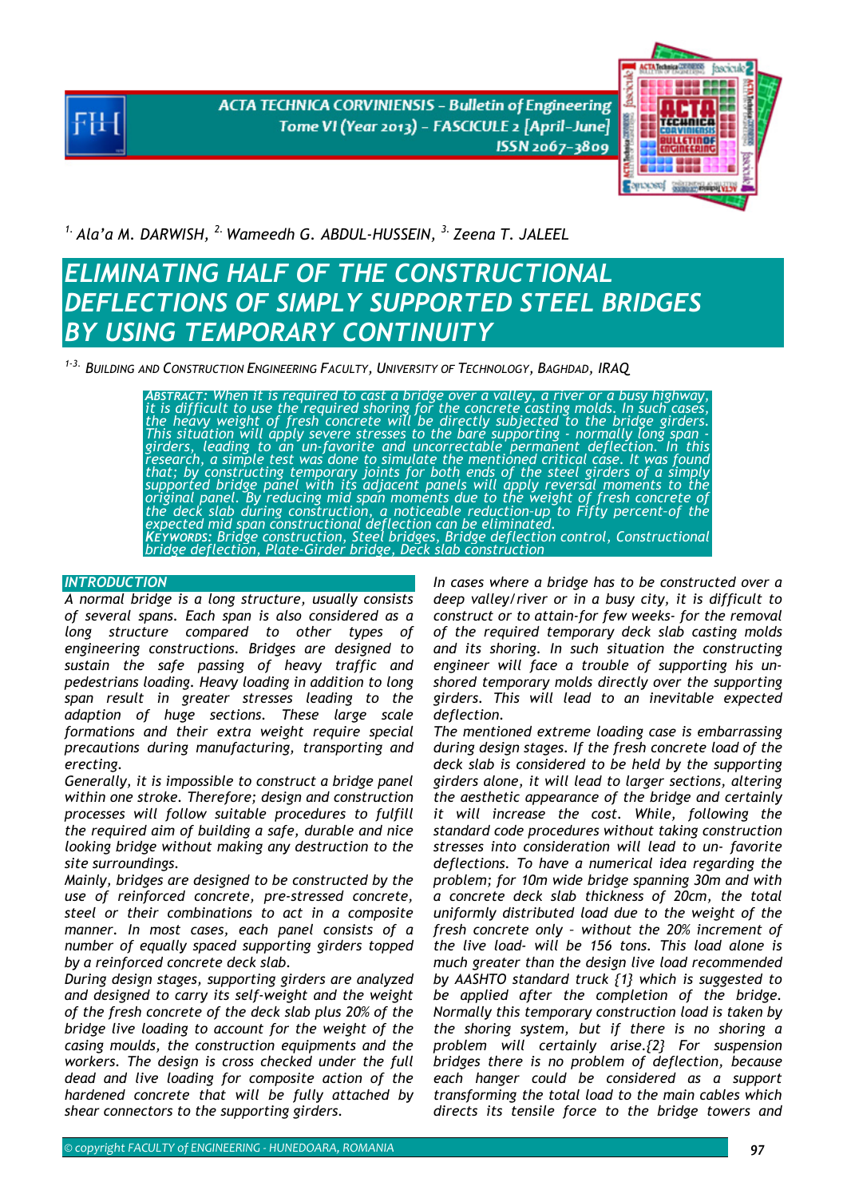[1.] *Ala'a M. DARWISH,* [2.] *Wameedh G. ABDUL-HUSSEIN,* [3.] *Zeena T. JALEEL*

# ELIMINATING HALF OF THE CONSTRUCTIONAL DEFLECTIONS OF SIMPLY SUPPORTED STEEL BRIDGES BY USING TEMPORARY CONTINUITY

[1-3.] *BUILDING AND CONSTRUCTION ENGINEERING FACULTY, UNIVERSITY OF TECHNOLOGY, BAGHDAD, IRAQ*

***ABSTRACT:*** *When it is required to cast a bridge over a valley, a river or a busy highway, it is difficult to use the required shoring for the concrete casting molds. In such cases, the heavy weight of fresh concrete will be directly subjected to the bridge girders. This situation will apply severe stresses to the bare supporting - normally long span - girders, leading to an un-favorite and uncorrectable permanent deflection. In this research, a simple test was done to simulate the mentioned critical case. It was found that; by constructing temporary joints for both ends of the steel girders of a simply supported bridge panel with its adjacent panels will apply reversal moments to the original panel. By reducing mid span moments due to the weight of fresh concrete of the deck slab during construction, a noticeable reduction-up to Fifty percent-of the expected mid span constructional deflection can be eliminated.*

***KEYWORDS:*** *Bridge construction, Steel bridges, Bridge deflection control, Constructional bridge deflection, Plate-Girder bridge, Deck slab construction*

## INTRODUCTION

*A normal bridge is a long structure, usually consists of several spans. Each span is also considered as a long structure compared to other types of engineering constructions. Bridges are designed to sustain the safe passing of heavy traffic and pedestrians loading. Heavy loading in addition to long span result in greater stresses leading to the adaption of huge sections. These large scale formations and their extra weight require special precautions during manufacturing, transporting and erecting.*

*Generally, it is impossible to construct a bridge panel within one stroke. Therefore; design and construction processes will follow suitable procedures to fulfill the required aim of building a safe, durable and nice looking bridge without making any destruction to the site surroundings.*

*Mainly, bridges are designed to be constructed by the use of reinforced concrete, pre-stressed concrete, steel or their combinations to act in a composite manner. In most cases, each panel consists of a number of equally spaced supporting girders topped by a reinforced concrete deck slab.*

*During design stages, supporting girders are analyzed and designed to carry its self-weight and the weight of the fresh concrete of the deck slab plus 20% of the bridge live loading to account for the weight of the casing moulds, the construction equipments and the workers. The design is cross checked under the full dead and live loading for composite action of the hardened concrete that will be fully attached by shear connectors to the supporting girders.*

*In cases where a bridge has to be constructed over a deep valley/river or in a busy city, it is difficult to construct or to attain-for few weeks- for the removal of the required temporary deck slab casting molds and its shoring. In such situation the constructing engineer will face a trouble of supporting his un-shored temporary molds directly over the supporting girders. This will lead to an inevitable expected deflection.*

*The mentioned extreme loading case is embarrassing during design stages. If the fresh concrete load of the deck slab is considered to be held by the supporting girders alone, it will lead to larger sections, altering the aesthetic appearance of the bridge and certainly it will increase the cost. While, following the standard code procedures without taking construction stresses into consideration will lead to un- favorite deflections. To have a numerical idea regarding the problem; for 10m wide bridge spanning 30m and with a concrete deck slab thickness of 20cm, the total uniformly distributed load due to the weight of the fresh concrete only – without the 20% increment of the live load- will be 156 tons. This load alone is much greater than the design live load recommended by AASHTO standard truck {1} which is suggested to be applied after the completion of the bridge. Normally this temporary construction load is taken by the shoring system, but if there is no shoring a problem will certainly arise.{2} For suspension bridges there is no problem of deflection, because each hanger could be considered as a support transforming the total load to the main cables which directs its tensile force to the bridge towers and*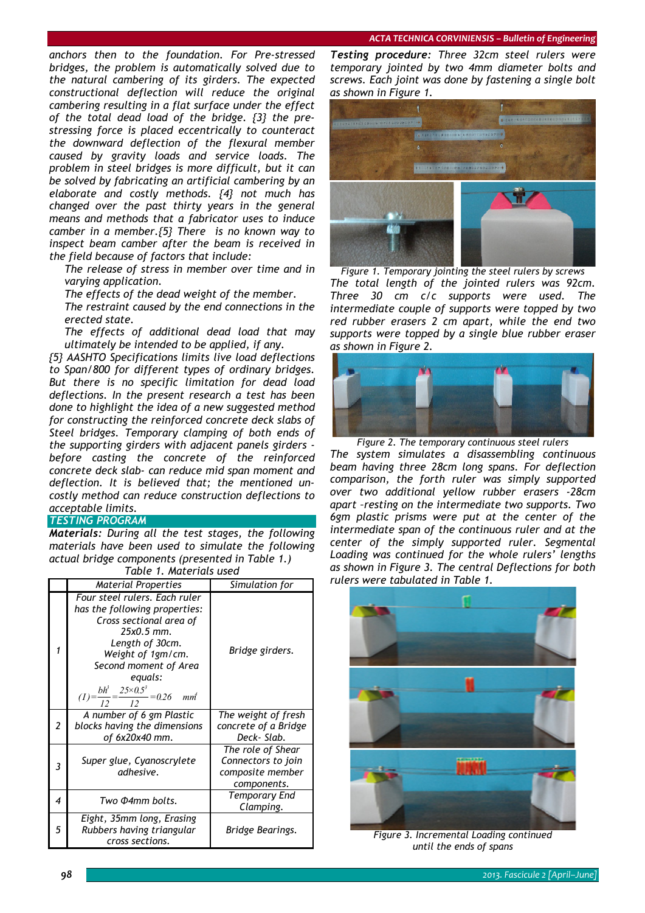anchors then to the foundation. For Pre-stressed bridges, the problem is automatically solved due to the natural cambering of its girders. The expected constructional deflection will reduce the original cambering resulting in a flat surface under the effect of the total dead load of the bridge. {3} the pre-stressing force is placed eccentrically to counteract the downward deflection of the flexural member caused by gravity loads and service loads. The problem in steel bridges is more difficult, but it can be solved by fabricating an artificial cambering by an elaborate and costly methods. {4} not much has changed over the past thirty years in the general means and methods that a fabricator uses to induce camber in a member.{5} There is no known way to inspect beam camber after the beam is received in the field because of factors that include:

- The release of stress in member over time and in varying application.
- The effects of the dead weight of the member.
- The restraint caused by the end connections in the erected state.
- The effects of additional dead load that may ultimately be intended to be applied, if any.

{5} AASHTO Specifications limits live load deflections to Span/800 for different types of ordinary bridges. But there is no specific limitation for dead load deflections. In the present research a test has been done to highlight the idea of a new suggested method for constructing the reinforced concrete deck slabs of Steel bridges. Temporary clamping of both ends of the supporting girders with adjacent panels girders - before casting the concrete of the reinforced concrete deck slab- can reduce mid span moment and deflection. It is believed that; the mentioned un-costly method can reduce construction deflections to acceptable limits.

## TESTING PROGRAM

***Materials:*** During all the test stages, the following materials have been used to simulate the following actual bridge components (presented in Table 1.)

Table 1. Materials used

| | Material Properties | Simulation for |
|---|---|---|
| 1 | Four steel rulers. Each ruler has the following properties: Cross sectional area of 25x0.5 mm. Length of 30cm. Weight of 1gm/cm. Second moment of Area equals: $(I)=\frac{bh^3}{12}=\frac{25\times0.5^3}{12}=0.26\quad mm^4$ | Bridge girders. |
| 2 | A number of 6 gm Plastic blocks having the dimensions of 6x20x40 mm. | The weight of fresh concrete of a Bridge Deck- Slab. |
| 3 | Super glue, Cyanoscrylete adhesive. | The role of Shear Connectors to join composite member components. |
| 4 | Two Φ4mm bolts. | Temporary End Clamping. |
| 5 | Eight, 35mm long, Erasing Rubbers having triangular cross sections. | Bridge Bearings. |

***Testing procedure:*** Three 32cm steel rulers were temporary jointed by two 4mm diameter bolts and screws. Each joint was done by fastening a single bolt as shown in Figure 1.

Figure 1. Temporary jointing the steel rulers by screws

The total length of the jointed rulers was 92cm. Three 30 cm c/c supports were used. The intermediate couple of supports were topped by two red rubber erasers 2 cm apart, while the end two supports were topped by a single blue rubber eraser as shown in Figure 2.

Figure 2. The temporary continuous steel rulers

The system simulates a disassembling continuous beam having three 28cm long spans. For deflection comparison, the forth ruler was simply supported over two additional yellow rubber erasers -28cm apart –resting on the intermediate two supports. Two 6gm plastic prisms were put at the center of the intermediate span of the continuous ruler and at the center of the simply supported ruler. Segmental Loading was continued for the whole rulers' lengths as shown in Figure 3. The central Deflections for both rulers were tabulated in Table 1.

Figure 3. Incremental Loading continued until the ends of spans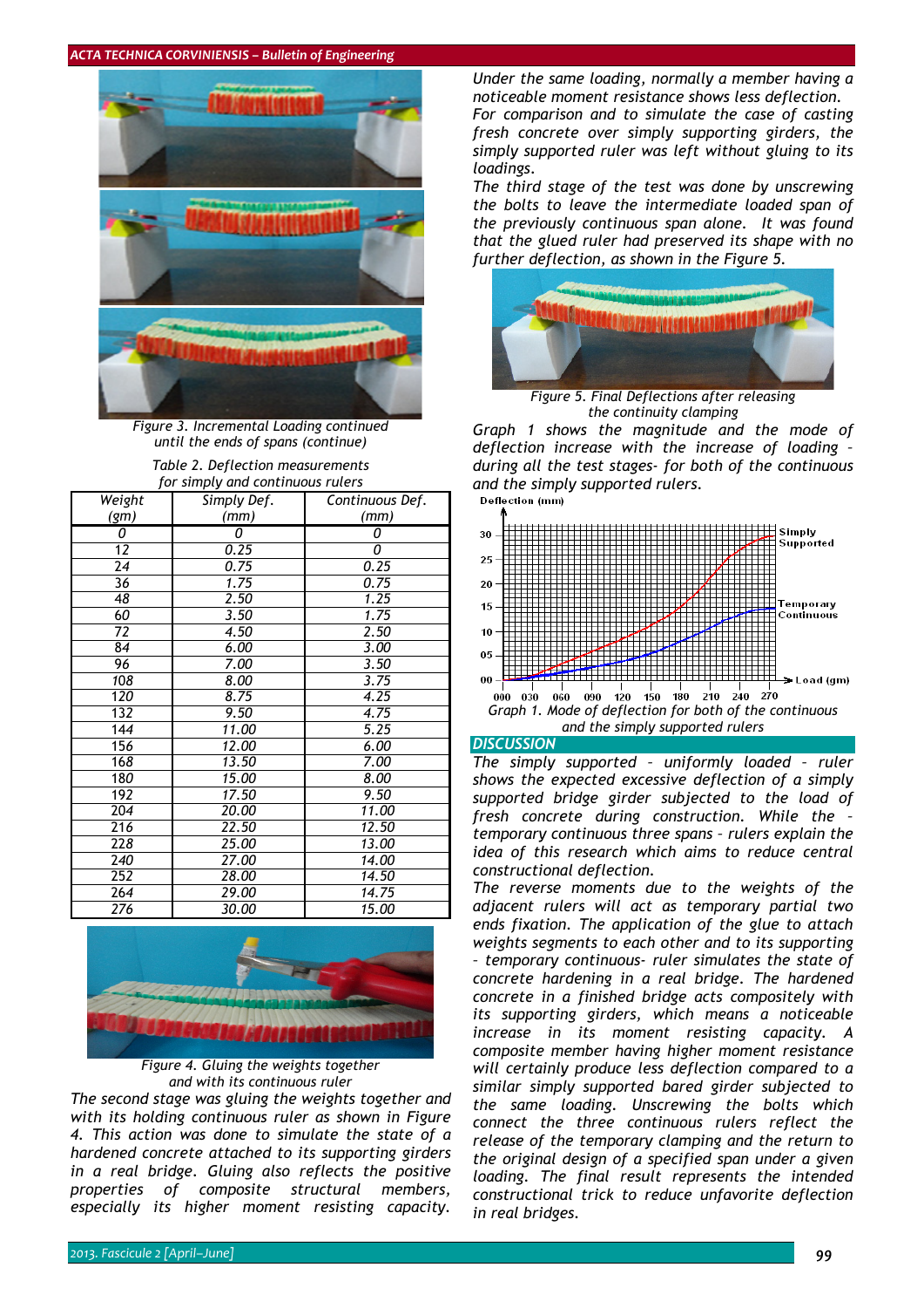Figure 3. Incremental Loading continued until the ends of spans (continue)

Table 2. Deflection measurements for simply and continuous rulers

| Weight (gm) | Simply Def. (mm) | Continuous Def. (mm) |
|---|---|---|
| 0 | 0 | 0 |
| 12 | 0.25 | 0 |
| 24 | 0.75 | 0.25 |
| 36 | 1.75 | 0.75 |
| 48 | 2.50 | 1.25 |
| 60 | 3.50 | 1.75 |
| 72 | 4.50 | 2.50 |
| 84 | 6.00 | 3.00 |
| 96 | 7.00 | 3.50 |
| 108 | 8.00 | 3.75 |
| 120 | 8.75 | 4.25 |
| 132 | 9.50 | 4.75 |
| 144 | 11.00 | 5.25 |
| 156 | 12.00 | 6.00 |
| 168 | 13.50 | 7.00 |
| 180 | 15.00 | 8.00 |
| 192 | 17.50 | 9.50 |
| 204 | 20.00 | 11.00 |
| 216 | 22.50 | 12.50 |
| 228 | 25.00 | 13.00 |
| 240 | 27.00 | 14.00 |
| 252 | 28.00 | 14.50 |
| 264 | 29.00 | 14.75 |
| 276 | 30.00 | 15.00 |

Figure 4. Gluing the weights together and with its continuous ruler

The second stage was gluing the weights together and with its holding continuous ruler as shown in Figure 4. This action was done to simulate the state of a hardened concrete attached to its supporting girders in a real bridge. Gluing also reflects the positive properties of composite structural members, especially its higher moment resisting capacity. Under the same loading, normally a member having a noticeable moment resistance shows less deflection.

For comparison and to simulate the case of casting fresh concrete over simply supporting girders, the simply supported ruler was left without gluing to its loadings.

The third stage of the test was done by unscrewing the bolts to leave the intermediate loaded span of the previously continuous span alone. It was found that the glued ruler had preserved its shape with no further deflection, as shown in the Figure 5.

Figure 5. Final Deflections after releasing the continuity clamping

Graph 1 shows the magnitude and the mode of deflection increase with the increase of loading – during all the test stages- for both of the continuous and the simply supported rulers.

Graph 1. Mode of deflection for both of the continuous and the simply supported rulers

## DISCUSSION

The simply supported – uniformly loaded – ruler shows the expected excessive deflection of a simply supported bridge girder subjected to the load of fresh concrete during construction. While the – temporary continuous three spans – rulers explain the idea of this research which aims to reduce central constructional deflection.

The reverse moments due to the weights of the adjacent rulers will act as temporary partial two ends fixation. The application of the glue to attach weights segments to each other and to its supporting – temporary continuous- ruler simulates the state of concrete hardening in a real bridge. The hardened concrete in a finished bridge acts compositely with its supporting girders, which means a noticeable increase in its moment resisting capacity. A composite member having higher moment resistance will certainly produce less deflection compared to a similar simply supported bared girder subjected to the same loading. Unscrewing the bolts which connect the three continuous rulers reflect the release of the temporary clamping and the return to the original design of a specified span under a given loading. The final result represents the intended constructional trick to reduce unfavorite deflection in real bridges.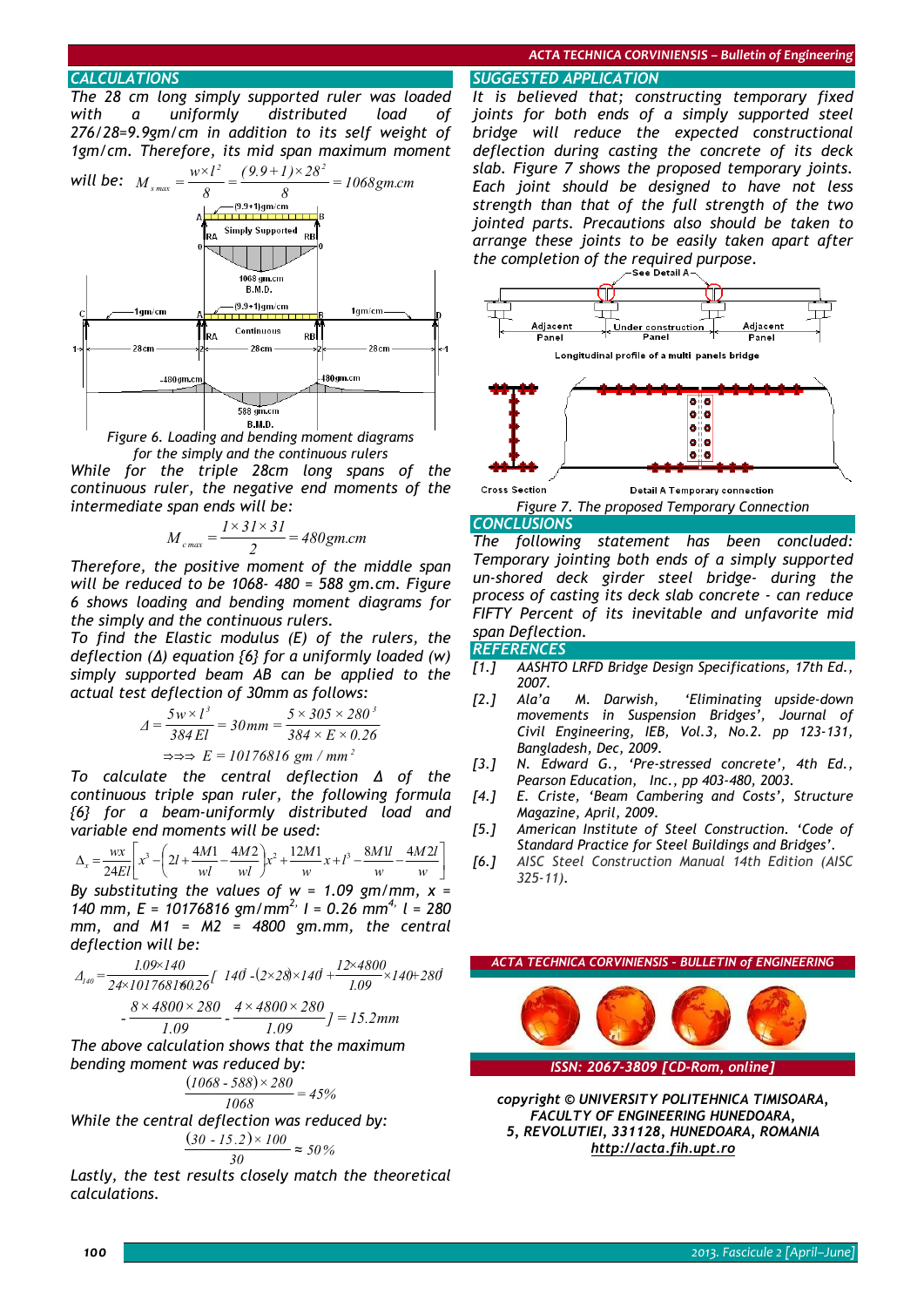## CALCULATIONS

The 28 cm long simply supported ruler was loaded with a uniformly distributed load of 276/28=9.9gm/cm in addition to its self weight of 1gm/cm. Therefore, its mid span maximum moment will be: $M_{s\,max} = \frac{w \times l^2}{8} = \frac{(9.9+1)\times 28^2}{8} = 1068gm.cm$

(9.9+1)gm/cm

Simply Supported

RA RB

1068 gm.cm

B.M.D.

1gm/cm

(9.9+1)gm/cm

1gm/cm

Continuous

RA RB

28cm 28cm 28cm

-480gm.cm -480gm.cm

588 gm.cm

B.M.D.

Figure 6. Loading and bending moment diagrams for the simply and the continuous rulers

While for the triple 28cm long spans of the continuous ruler, the negative end moments of the intermediate span ends will be:

$$M_{c\,max} = \frac{1\times 31\times 31}{2} = 480gm.cm$$

Therefore, the positive moment of the middle span will be reduced to be 1068- 480 = 588 gm.cm. Figure 6 shows loading and bending moment diagrams for the simply and the continuous rulers.

To find the Elastic modulus (E) of the rulers, the deflection (Δ) equation {6} for a uniformly loaded (w) simply supported beam AB can be applied to the actual test deflection of 30mm as follows:

$$\Delta = \frac{5w\times l^3}{384\,EI} = 30mm = \frac{5\times 305\times 280^3}{384\times E\times 0.26}$$

$$\Rightarrow\Rightarrow\Rightarrow\ E = 10176816\ gm/mm^2$$

To calculate the central deflection Δ of the continuous triple span ruler, the following formula {6} for a beam-uniformly distributed load and variable end moments will be used:

$$\Delta_x = \frac{wx}{24EI}\left[x^3 - \left(2l + \frac{4M1}{wl} - \frac{4M2}{wl}\right)x^2 + \frac{12M1}{w}x + l^3 - \frac{8M1l}{w} - \frac{4M2l}{w}\right]$$

By substituting the values of w = 1.09 gm/mm, x = 140 mm, E = 10176816 gm/mm$^2$, I = 0.26 mm$^4$, l = 280 mm, and M1 = M2 = 4800 gm.mm, the central deflection will be:

$$\Delta_{140} = \frac{1.09\times 140}{24\times 10176816\times 0.26}\left[140^3 - (2\times 28)\times 140^2 + \frac{12\times 4800}{1.09}\times 140 + 280^3 - \frac{8\times 4800\times 280}{1.09} - \frac{4\times 4800\times 280}{1.09}\right] = 15.2mm$$

The above calculation shows that the maximum bending moment was reduced by:

$$\frac{(1068 - 588)\times 280}{1068} = 45\%$$

While the central deflection was reduced by:

$$\frac{(30 - 15.2)\times 100}{30} \approx 50\%$$

Lastly, the test results closely match the theoretical calculations.

## SUGGESTED APPLICATION

It is believed that; constructing temporary fixed joints for both ends of a simply supported steel bridge will reduce the expected constructional deflection during casting the concrete of its deck slab. Figure 7 shows the proposed temporary joints. Each joint should be designed to have not less strength than that of the full strength of the two jointed parts. Precautions also should be taken to arrange these joints to be easily taken apart after the completion of the required purpose.

See Detail A

Adjacent Panel

Under construction Panel

Adjacent Panel

Longitudinal profile of a multi panels bridge

Cross Section

Detail A Temporary connection

Figure 7. The proposed Temporary Connection

## CONCLUSIONS

The following statement has been concluded: Temporary jointing both ends of a simply supported un-shored deck girder steel bridge- during the process of casting its deck slab concrete - can reduce FIFTY Percent of its inevitable and unfavorite mid span Deflection.

## REFERENCES

[1.] AASHTO LRFD Bridge Design Specifications, 17th Ed., 2007.

[2.] Ala'a M. Darwish, 'Eliminating upside-down movements in Suspension Bridges', Journal of Civil Engineering, IEB, Vol.3, No.2. pp 123-131, Bangladesh, Dec, 2009.

[3.] N. Edward G., 'Pre-stressed concrete', 4th Ed., Pearson Education, Inc., pp 403-480, 2003.

[4.] E. Criste, 'Beam Cambering and Costs', Structure Magazine, April, 2009.

[5.] American Institute of Steel Construction. 'Code of Standard Practice for Steel Buildings and Bridges'.

[6.] AISC Steel Construction Manual 14th Edition (AISC 325-11).

ACTA TECHNICA CORVINIENSIS - BULLETIN of ENGINEERING

ISSN: 2067-3809 [CD-Rom, online]

**copyright © UNIVERSITY POLITEHNICA TIMISOARA, FACULTY OF ENGINEERING HUNEDOARA, 5, REVOLUTIEI, 331128, HUNEDOARA, ROMANIA**
**http://acta.fih.upt.ro**